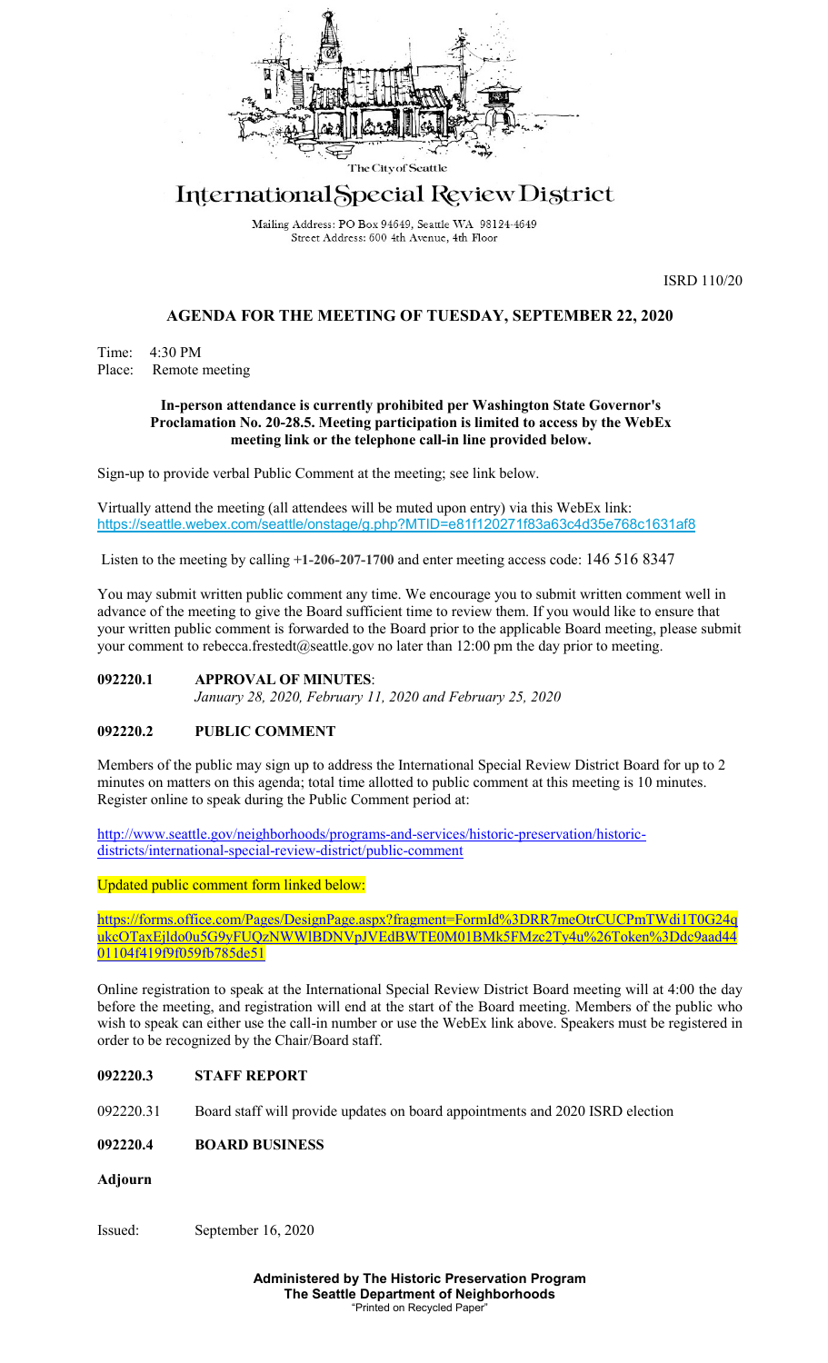The City of Seattle

# International Special Review District

Mailing Address: PO Box 94649, Seattle WA 98124-4649
Street Address: 600 4th Avenue, 4th Floor

ISRD 110/20

## AGENDA FOR THE MEETING OF TUESDAY, SEPTEMBER 22, 2020

Time: 4:30 PM
Place: Remote meeting

**In-person attendance is currently prohibited per Washington State Governor's Proclamation No. 20-28.5. Meeting participation is limited to access by the WebEx meeting link or the telephone call-in line provided below.**

Sign-up to provide verbal Public Comment at the meeting; see link below.

Virtually attend the meeting (all attendees will be muted upon entry) via this WebEx link:
https://seattle.webex.com/seattle/onstage/g.php?MTID=e81f120271f83a63c4d35e768c1631af8

Listen to the meeting by calling **+1-206-207-1700** and enter meeting access code: 146 516 8347

You may submit written public comment any time. We encourage you to submit written comment well in advance of the meeting to give the Board sufficient time to review them. If you would like to ensure that your written public comment is forwarded to the Board prior to the applicable Board meeting, please submit your comment to rebecca.frestedt@seattle.gov no later than 12:00 pm the day prior to meeting.

**092220.1 APPROVAL OF MINUTES**:
*January 28, 2020, February 11, 2020 and February 25, 2020*

**092220.2 PUBLIC COMMENT**

Members of the public may sign up to address the International Special Review District Board for up to 2 minutes on matters on this agenda; total time allotted to public comment at this meeting is 10 minutes. Register online to speak during the Public Comment period at:

http://www.seattle.gov/neighborhoods/programs-and-services/historic-preservation/historic-districts/international-special-review-district/public-comment

Updated public comment form linked below:

https://forms.office.com/Pages/DesignPage.aspx?fragment=FormId%3DRR7meOtrCUCPmTWdi1T0G24qukcOTaxEjldo0u5G9yFUQzNWWlBDNVpJVEdBWTE0M01BMk5FMzc2Ty4u%26Token%3Ddc9aad4401104f419f9f059fb785de51

Online registration to speak at the International Special Review District Board meeting will at 4:00 the day before the meeting, and registration will end at the start of the Board meeting. Members of the public who wish to speak can either use the call-in number or use the WebEx link above. Speakers must be registered in order to be recognized by the Chair/Board staff.

**092220.3 STAFF REPORT**

092220.31 Board staff will provide updates on board appointments and 2020 ISRD election

**092220.4 BOARD BUSINESS**

**Adjourn**

Issued: September 16, 2020

**Administered by The Historic Preservation Program**
**The Seattle Department of Neighborhoods**
"Printed on Recycled Paper"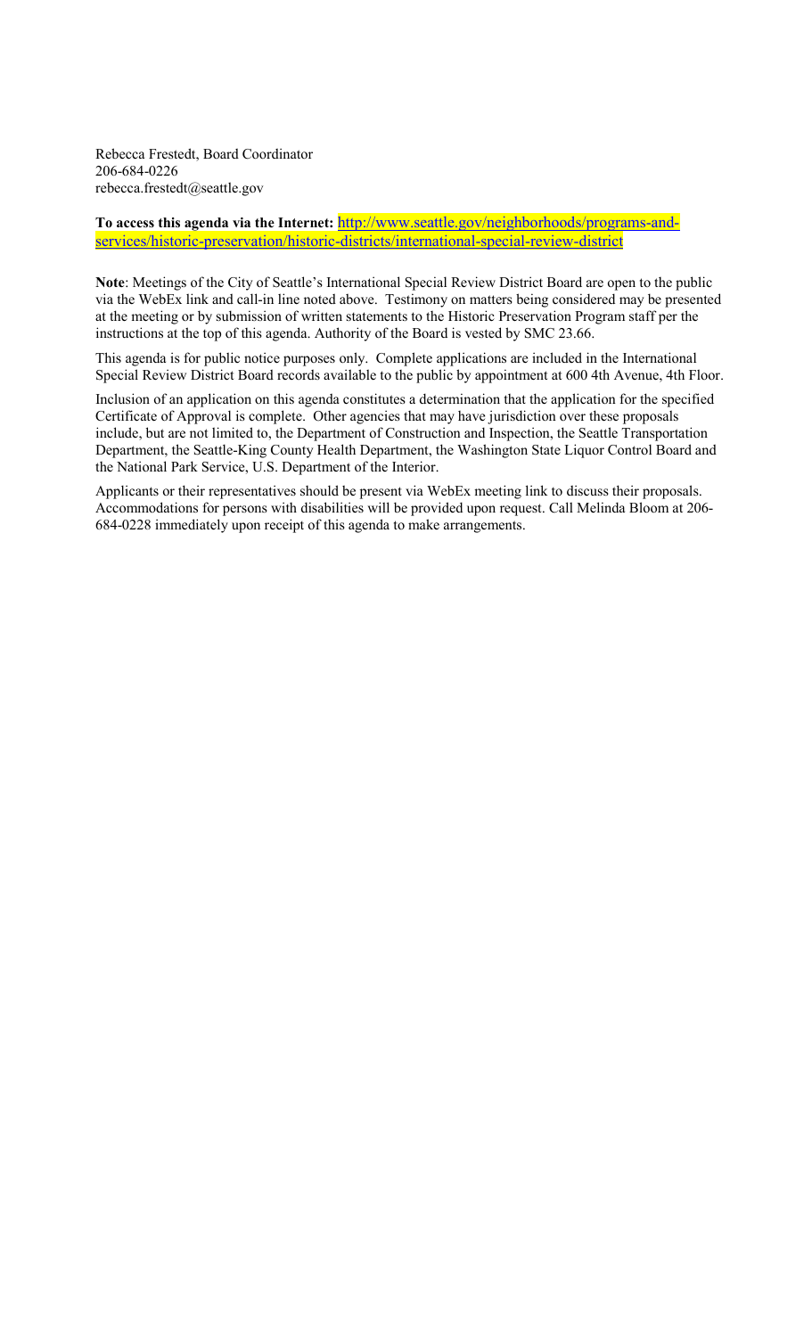Rebecca Frestedt, Board Coordinator
206-684-0226
rebecca.frestedt@seattle.gov

**To access this agenda via the Internet:** http://www.seattle.gov/neighborhoods/programs-and-services/historic-preservation/historic-districts/international-special-review-district

**Note**: Meetings of the City of Seattle's International Special Review District Board are open to the public via the WebEx link and call-in line noted above. Testimony on matters being considered may be presented at the meeting or by submission of written statements to the Historic Preservation Program staff per the instructions at the top of this agenda. Authority of the Board is vested by SMC 23.66.

This agenda is for public notice purposes only. Complete applications are included in the International Special Review District Board records available to the public by appointment at 600 4th Avenue, 4th Floor.

Inclusion of an application on this agenda constitutes a determination that the application for the specified Certificate of Approval is complete. Other agencies that may have jurisdiction over these proposals include, but are not limited to, the Department of Construction and Inspection, the Seattle Transportation Department, the Seattle-King County Health Department, the Washington State Liquor Control Board and the National Park Service, U.S. Department of the Interior.

Applicants or their representatives should be present via WebEx meeting link to discuss their proposals. Accommodations for persons with disabilities will be provided upon request. Call Melinda Bloom at 206-684-0228 immediately upon receipt of this agenda to make arrangements.